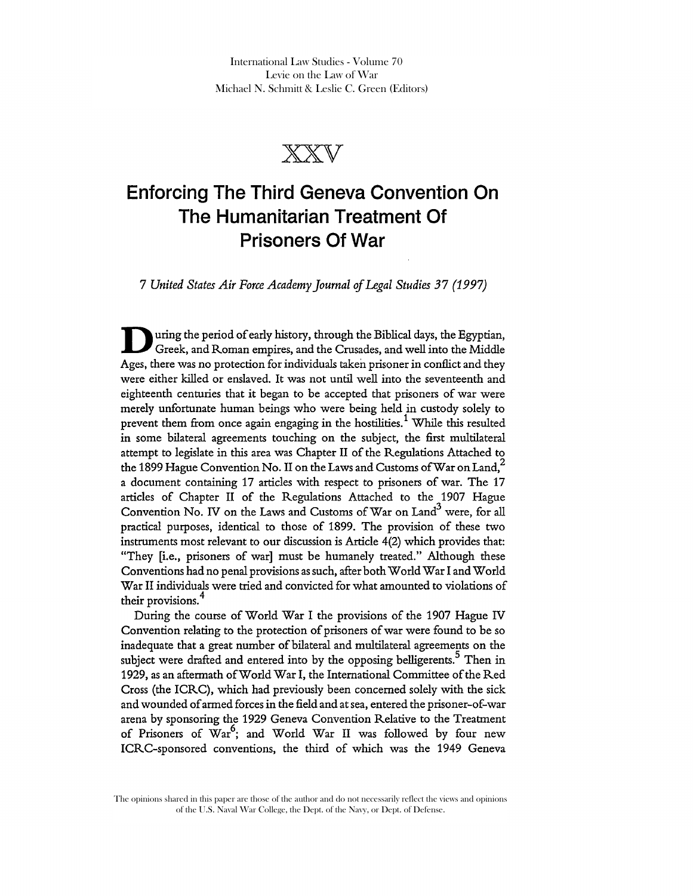International Law Studies - Volume 70
Levie on the Law of War
Michael N. Schmitt & Leslie C. Green (Editors)

# XXV

# Enforcing The Third Geneva Convention On The Humanitarian Treatment Of Prisoners Of War

*7 United States Air Force Academy Journal of Legal Studies 37 (1997)*

During the period of early history, through the Biblical days, the Egyptian, Greek, and Roman empires, and the Crusades, and well into the Middle Ages, there was no protection for individuals taken prisoner in conflict and they were either killed or enslaved. It was not until well into the seventeenth and eighteenth centuries that it began to be accepted that prisoners of war were merely unfortunate human beings who were being held in custody solely to prevent them from once again engaging in the hostilities.[1] While this resulted in some bilateral agreements touching on the subject, the first multilateral attempt to legislate in this area was Chapter II of the Regulations Attached to the 1899 Hague Convention No. II on the Laws and Customs of War on Land,[2] a document containing 17 articles with respect to prisoners of war. The 17 articles of Chapter II of the Regulations Attached to the 1907 Hague Convention No. IV on the Laws and Customs of War on Land[3] were, for all practical purposes, identical to those of 1899. The provision of these two instruments most relevant to our discussion is Article 4(2) which provides that: "They [i.e., prisoners of war] must be humanely treated." Although these Conventions had no penal provisions as such, after both World War I and World War II individuals were tried and convicted for what amounted to violations of their provisions.[4]

During the course of World War I the provisions of the 1907 Hague IV Convention relating to the protection of prisoners of war were found to be so inadequate that a great number of bilateral and multilateral agreements on the subject were drafted and entered into by the opposing belligerents.[5] Then in 1929, as an aftermath of World War I, the International Committee of the Red Cross (the ICRC), which had previously been concerned solely with the sick and wounded of armed forces in the field and at sea, entered the prisoner-of-war arena by sponsoring the 1929 Geneva Convention Relative to the Treatment of Prisoners of War[6]; and World War II was followed by four new ICRC-sponsored conventions, the third of which was the 1949 Geneva

The opinions shared in this paper are those of the author and do not necessarily reflect the views and opinions of the U.S. Naval War College, the Dept. of the Navy, or Dept. of Defense.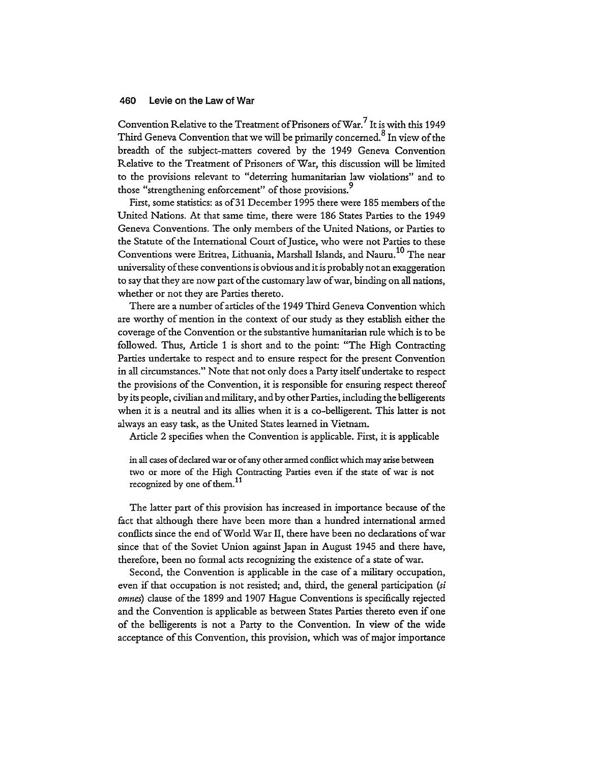Convention Relative to the Treatment of Prisoners of War.[7] It is with this 1949 Third Geneva Convention that we will be primarily concerned.[8] In view of the breadth of the subject-matters covered by the 1949 Geneva Convention Relative to the Treatment of Prisoners of War, this discussion will be limited to the provisions relevant to "deterring humanitarian law violations" and to those "strengthening enforcement" of those provisions.[9]

First, some statistics: as of 31 December 1995 there were 185 members of the United Nations. At that same time, there were 186 States Parties to the 1949 Geneva Conventions. The only members of the United Nations, or Parties to the Statute of the International Court of Justice, who were not Parties to these Conventions were Eritrea, Lithuania, Marshall Islands, and Nauru.[10] The near universality of these conventions is obvious and it is probably not an exaggeration to say that they are now part of the customary law of war, binding on all nations, whether or not they are Parties thereto.

There are a number of articles of the 1949 Third Geneva Convention which are worthy of mention in the context of our study as they establish either the coverage of the Convention or the substantive humanitarian rule which is to be followed. Thus, Article 1 is short and to the point: "The High Contracting Parties undertake to respect and to ensure respect for the present Convention in all circumstances." Note that not only does a Party itself undertake to respect the provisions of the Convention, it is responsible for ensuring respect thereof by its people, civilian and military, and by other Parties, including the belligerents when it is a neutral and its allies when it is a co-belligerent. This latter is not always an easy task, as the United States learned in Vietnam.

Article 2 specifies when the Convention is applicable. First, it is applicable

> in all cases of declared war or of any other armed conflict which may arise between two or more of the High Contracting Parties even if the state of war is not recognized by one of them.[11]

The latter part of this provision has increased in importance because of the fact that although there have been more than a hundred international armed conflicts since the end of World War II, there have been no declarations of war since that of the Soviet Union against Japan in August 1945 and there have, therefore, been no formal acts recognizing the existence of a state of war.

Second, the Convention is applicable in the case of a military occupation, even if that occupation is not resisted; and, third, the general participation (*si omnes*) clause of the 1899 and 1907 Hague Conventions is specifically rejected and the Convention is applicable as between States Parties thereto even if one of the belligerents is not a Party to the Convention. In view of the wide acceptance of this Convention, this provision, which was of major importance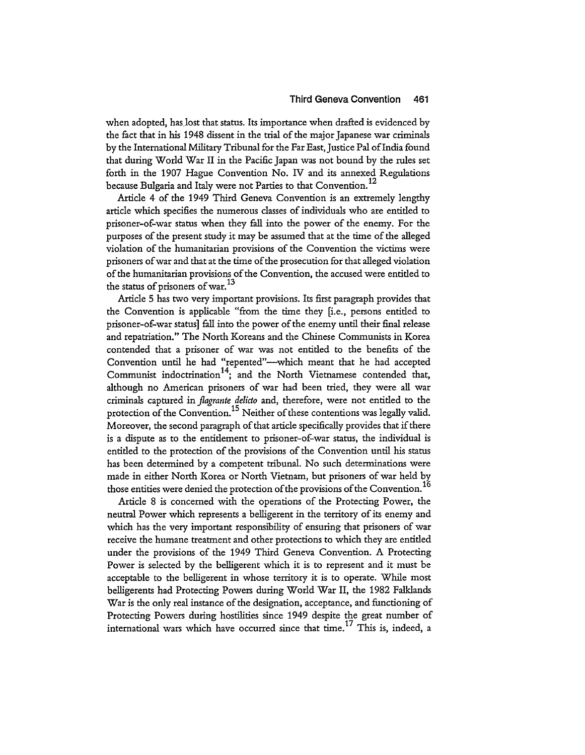when adopted, has lost that status. Its importance when drafted is evidenced by the fact that in his 1948 dissent in the trial of the major Japanese war criminals by the International Military Tribunal for the Far East, Justice Pal of India found that during World War II in the Pacific Japan was not bound by the rules set forth in the 1907 Hague Convention No. IV and its annexed Regulations because Bulgaria and Italy were not Parties to that Convention.[12]

Article 4 of the 1949 Third Geneva Convention is an extremely lengthy article which specifies the numerous classes of individuals who are entitled to prisoner-of-war status when they fall into the power of the enemy. For the purposes of the present study it may be assumed that at the time of the alleged violation of the humanitarian provisions of the Convention the victims were prisoners of war and that at the time of the prosecution for that alleged violation of the humanitarian provisions of the Convention, the accused were entitled to the status of prisoners of war.[13]

Article 5 has two very important provisions. Its first paragraph provides that the Convention is applicable "from the time they [i.e., persons entitled to prisoner-of-war status] fall into the power of the enemy until their final release and repatriation." The North Koreans and the Chinese Communists in Korea contended that a prisoner of war was not entitled to the benefits of the Convention until he had "repented"—which meant that he had accepted Communist indoctrination[14]; and the North Vietnamese contended that, although no American prisoners of war had been tried, they were all war criminals captured in *flagrante delicto* and, therefore, were not entitled to the protection of the Convention.[15] Neither of these contentions was legally valid. Moreover, the second paragraph of that article specifically provides that if there is a dispute as to the entitlement to prisoner-of-war status, the individual is entitled to the protection of the provisions of the Convention until his status has been determined by a competent tribunal. No such determinations were made in either North Korea or North Vietnam, but prisoners of war held by those entities were denied the protection of the provisions of the Convention.[16]

Article 8 is concerned with the operations of the Protecting Power, the neutral Power which represents a belligerent in the territory of its enemy and which has the very important responsibility of ensuring that prisoners of war receive the humane treatment and other protections to which they are entitled under the provisions of the 1949 Third Geneva Convention. A Protecting Power is selected by the belligerent which it is to represent and it must be acceptable to the belligerent in whose territory it is to operate. While most belligerents had Protecting Powers during World War II, the 1982 Falklands War is the only real instance of the designation, acceptance, and functioning of Protecting Powers during hostilities since 1949 despite the great number of international wars which have occurred since that time.[17] This is, indeed, a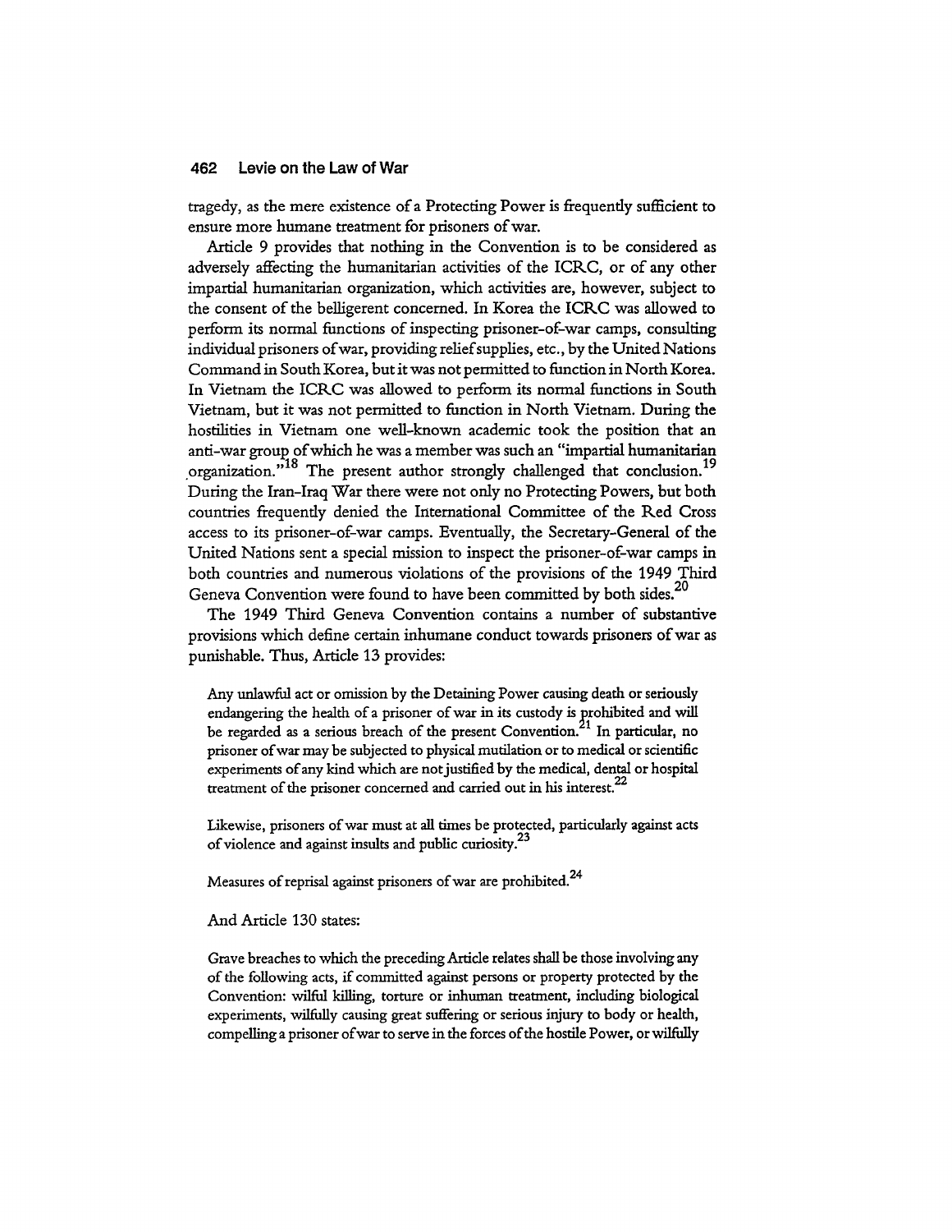tragedy, as the mere existence of a Protecting Power is frequently sufficient to ensure more humane treatment for prisoners of war.

Article 9 provides that nothing in the Convention is to be considered as adversely affecting the humanitarian activities of the ICRC, or of any other impartial humanitarian organization, which activities are, however, subject to the consent of the belligerent concerned. In Korea the ICRC was allowed to perform its normal functions of inspecting prisoner-of-war camps, consulting individual prisoners of war, providing relief supplies, etc., by the United Nations Command in South Korea, but it was not permitted to function in North Korea. In Vietnam the ICRC was allowed to perform its normal functions in South Vietnam, but it was not permitted to function in North Vietnam. During the hostilities in Vietnam one well-known academic took the position that an anti-war group of which he was a member was such an "impartial humanitarian organization."[18] The present author strongly challenged that conclusion.[19] During the Iran-Iraq War there were not only no Protecting Powers, but both countries frequently denied the International Committee of the Red Cross access to its prisoner-of-war camps. Eventually, the Secretary-General of the United Nations sent a special mission to inspect the prisoner-of-war camps in both countries and numerous violations of the provisions of the 1949 Third Geneva Convention were found to have been committed by both sides.[20]

The 1949 Third Geneva Convention contains a number of substantive provisions which define certain inhumane conduct towards prisoners of war as punishable. Thus, Article 13 provides:

> Any unlawful act or omission by the Detaining Power causing death or seriously endangering the health of a prisoner of war in its custody is prohibited and will be regarded as a serious breach of the present Convention.[21] In particular, no prisoner of war may be subjected to physical mutilation or to medical or scientific experiments of any kind which are not justified by the medical, dental or hospital treatment of the prisoner concerned and carried out in his interest.[22]
>
> Likewise, prisoners of war must at all times be protected, particularly against acts of violence and against insults and public curiosity.[23]
>
> Measures of reprisal against prisoners of war are prohibited.[24]

And Article 130 states:

> Grave breaches to which the preceding Article relates shall be those involving any of the following acts, if committed against persons or property protected by the Convention: wilful killing, torture or inhuman treatment, including biological experiments, wilfully causing great suffering or serious injury to body or health, compelling a prisoner of war to serve in the forces of the hostile Power, or wilfully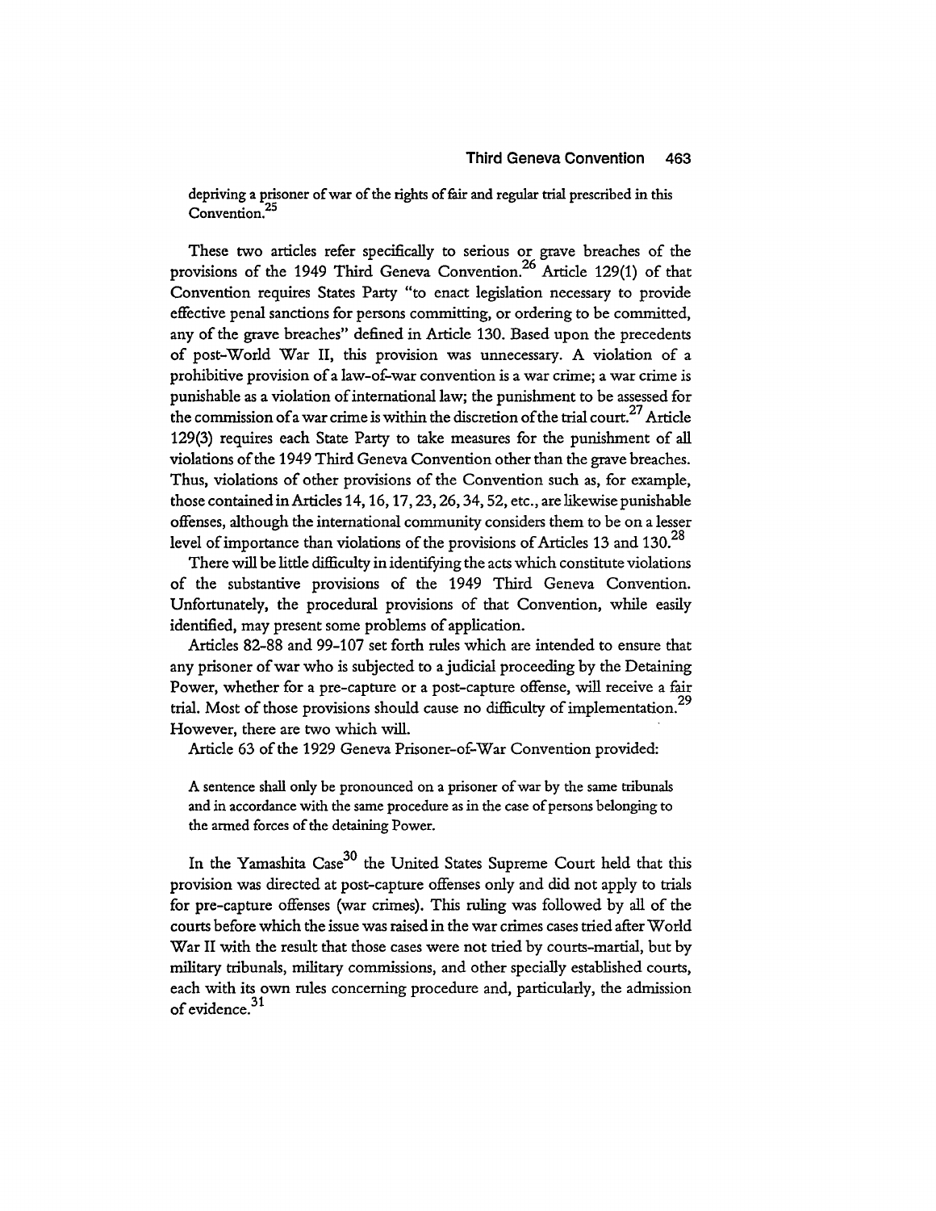> depriving a prisoner of war of the rights of fair and regular trial prescribed in this Convention.[25]

These two articles refer specifically to serious or grave breaches of the provisions of the 1949 Third Geneva Convention.[26] Article 129(1) of that Convention requires States Party "to enact legislation necessary to provide effective penal sanctions for persons committing, or ordering to be committed, any of the grave breaches" defined in Article 130. Based upon the precedents of post-World War II, this provision was unnecessary. A violation of a prohibitive provision of a law-of-war convention is a war crime; a war crime is punishable as a violation of international law; the punishment to be assessed for the commission of a war crime is within the discretion of the trial court.[27] Article 129(3) requires each State Party to take measures for the punishment of all violations of the 1949 Third Geneva Convention other than the grave breaches. Thus, violations of other provisions of the Convention such as, for example, those contained in Articles 14, 16, 17, 23, 26, 34, 52, etc., are likewise punishable offenses, although the international community considers them to be on a lesser level of importance than violations of the provisions of Articles 13 and 130.[28]

There will be little difficulty in identifying the acts which constitute violations of the substantive provisions of the 1949 Third Geneva Convention. Unfortunately, the procedural provisions of that Convention, while easily identified, may present some problems of application.

Articles 82-88 and 99-107 set forth rules which are intended to ensure that any prisoner of war who is subjected to a judicial proceeding by the Detaining Power, whether for a pre-capture or a post-capture offense, will receive a fair trial. Most of those provisions should cause no difficulty of implementation.[29] However, there are two which will.

Article 63 of the 1929 Geneva Prisoner-of-War Convention provided:

> A sentence shall only be pronounced on a prisoner of war by the same tribunals and in accordance with the same procedure as in the case of persons belonging to the armed forces of the detaining Power.

In the Yamashita Case[30] the United States Supreme Court held that this provision was directed at post-capture offenses only and did not apply to trials for pre-capture offenses (war crimes). This ruling was followed by all of the courts before which the issue was raised in the war crimes cases tried after World War II with the result that those cases were not tried by courts-martial, but by military tribunals, military commissions, and other specially established courts, each with its own rules concerning procedure and, particularly, the admission of evidence.[31]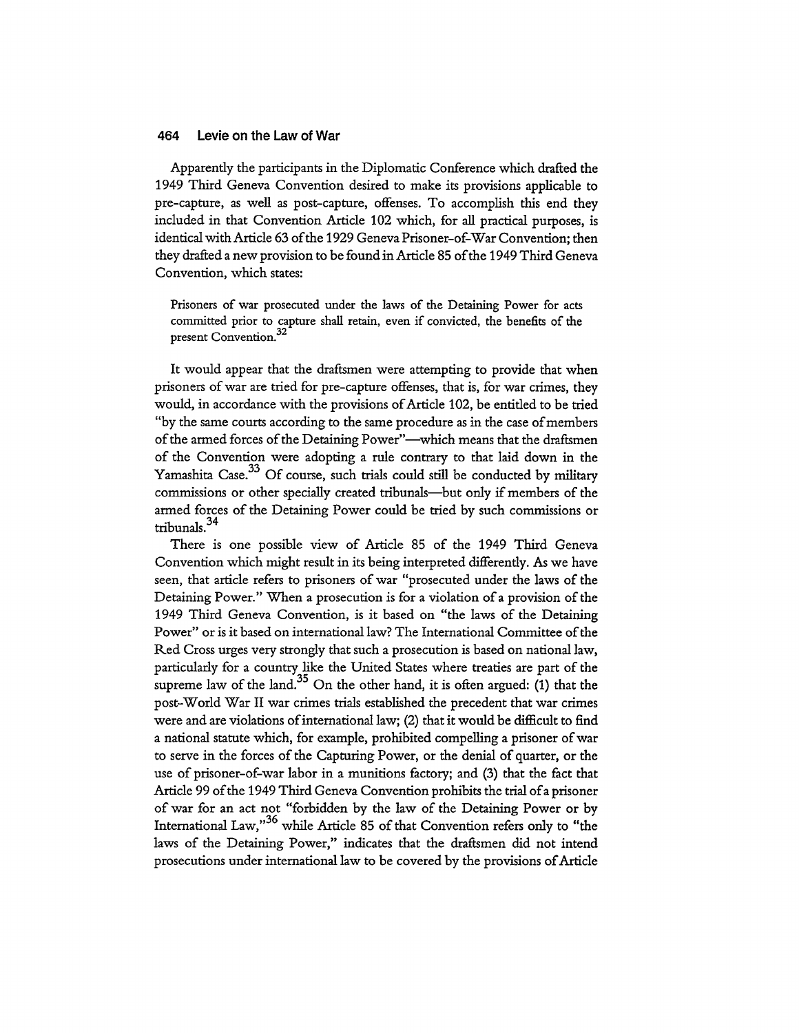Apparently the participants in the Diplomatic Conference which drafted the 1949 Third Geneva Convention desired to make its provisions applicable to pre-capture, as well as post-capture, offenses. To accomplish this end they included in that Convention Article 102 which, for all practical purposes, is identical with Article 63 of the 1929 Geneva Prisoner-of-War Convention; then they drafted a new provision to be found in Article 85 of the 1949 Third Geneva Convention, which states:

> Prisoners of war prosecuted under the laws of the Detaining Power for acts committed prior to capture shall retain, even if convicted, the benefits of the present Convention.[32]

It would appear that the draftsmen were attempting to provide that when prisoners of war are tried for pre-capture offenses, that is, for war crimes, they would, in accordance with the provisions of Article 102, be entitled to be tried "by the same courts according to the same procedure as in the case of members of the armed forces of the Detaining Power"—which means that the draftsmen of the Convention were adopting a rule contrary to that laid down in the Yamashita Case.[33] Of course, such trials could still be conducted by military commissions or other specially created tribunals—but only if members of the armed forces of the Detaining Power could be tried by such commissions or tribunals.[34]

There is one possible view of Article 85 of the 1949 Third Geneva Convention which might result in its being interpreted differently. As we have seen, that article refers to prisoners of war "prosecuted under the laws of the Detaining Power." When a prosecution is for a violation of a provision of the 1949 Third Geneva Convention, is it based on "the laws of the Detaining Power" or is it based on international law? The International Committee of the Red Cross urges very strongly that such a prosecution is based on national law, particularly for a country like the United States where treaties are part of the supreme law of the land.[35] On the other hand, it is often argued: (1) that the post-World War II war crimes trials established the precedent that war crimes were and are violations of international law; (2) that it would be difficult to find a national statute which, for example, prohibited compelling a prisoner of war to serve in the forces of the Capturing Power, or the denial of quarter, or the use of prisoner-of-war labor in a munitions factory; and (3) that the fact that Article 99 of the 1949 Third Geneva Convention prohibits the trial of a prisoner of war for an act not "forbidden by the law of the Detaining Power or by International Law,"[36] while Article 85 of that Convention refers only to "the laws of the Detaining Power," indicates that the draftsmen did not intend prosecutions under international law to be covered by the provisions of Article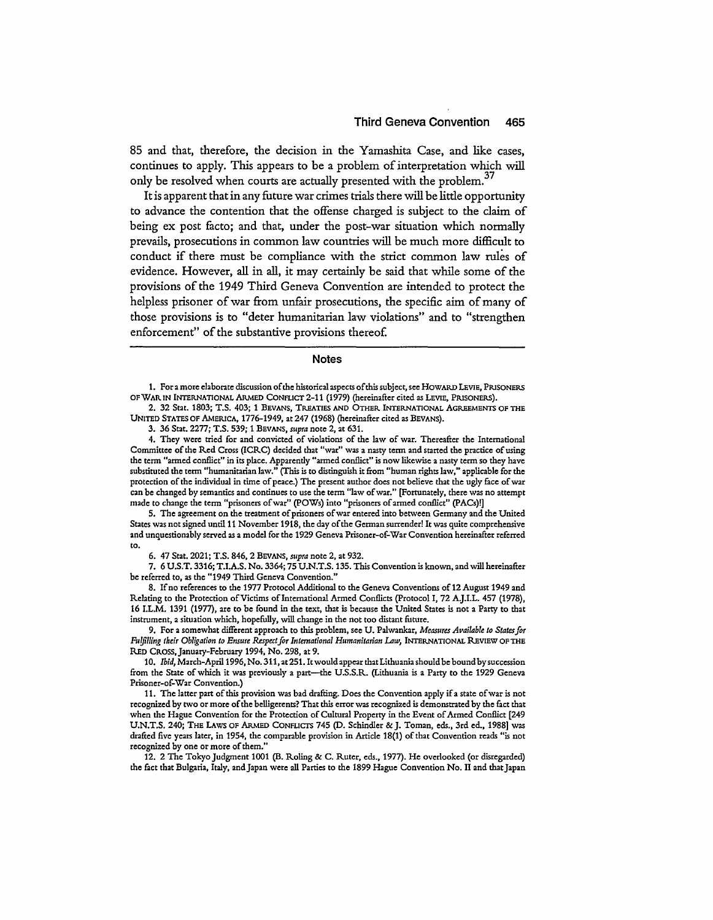85 and that, therefore, the decision in the Yamashita Case, and like cases, continues to apply. This appears to be a problem of interpretation which will only be resolved when courts are actually presented with the problem.[37]

It is apparent that in any future war crimes trials there will be little opportunity to advance the contention that the offense charged is subject to the claim of being ex post facto; and that, under the post-war situation which normally prevails, prosecutions in common law countries will be much more difficult to conduct if there must be compliance with the strict common law rules of evidence. However, all in all, it may certainly be said that while some of the provisions of the 1949 Third Geneva Convention are intended to protect the helpless prisoner of war from unfair prosecutions, the specific aim of many of those provisions is to "deter humanitarian law violations" and to "strengthen enforcement" of the substantive provisions thereof.

## Notes

1. For a more elaborate discussion of the historical aspects of this subject, see HOWARD LEVIE, PRISONERS OF WAR IN INTERNATIONAL ARMED CONFLICT 2-11 (1979) (hereinafter cited as LEVIE, PRISONERS).

2. 32 Stat. 1803; T.S. 403; 1 BEVANS, TREATIES AND OTHER INTERNATIONAL AGREEMENTS OF THE UNITED STATES OF AMERICA, 1776-1949, at 247 (1968) (hereinafter cited as BEVANS).

3. 36 Stat. 2277; T.S. 539; 1 BEVANS, *supra* note 2, at 631.

4. They were tried for and convicted of violations of the law of war. Thereafter the International Committee of the Red Cross (ICRC) decided that "war" was a nasty term and started the practice of using the term "armed conflict" in its place. Apparently "armed conflict" is now likewise a nasty term so they have substituted the term "humanitarian law." (This is to distinguish it from "human rights law," applicable for the protection of the individual in time of peace.) The present author does not believe that the ugly face of war can be changed by semantics and continues to use the term "law of war." [Fortunately, there was no attempt made to change the term "prisoners of war" (POWs) into "prisoners of armed conflict" (PACs)!]

5. The agreement on the treatment of prisoners of war entered into between Germany and the United States was not signed until 11 November 1918, the day of the German surrender! It was quite comprehensive and unquestionably served as a model for the 1929 Geneva Prisoner-of-War Convention hereinafter referred to.

6. 47 Stat. 2021; T.S. 846, 2 BEVANS, *supra* note 2, at 932.

7. 6 U.S.T. 3316; T.I.A.S. No. 3364; 75 U.N.T.S. 135. This Convention is known, and will hereinafter be referred to, as the "1949 Third Geneva Convention."

8. If no references to the 1977 Protocol Additional to the Geneva Conventions of 12 August 1949 and Relating to the Protection of Victims of International Armed Conflicts (Protocol I, 72 A.J.I.L. 457 (1978), 16 I.L.M. 1391 (1977), are to be found in the text, that is because the United States is not a Party to that instrument, a situation which, hopefully, will change in the not too distant future.

9. For a somewhat different approach to this problem, see U. Palwankar, *Measures Available to States for Fulfilling their Obligation to Ensure Respect for International Humanitarian Law*, INTERNATIONAL REVIEW OF THE RED CROSS, January-February 1994, No. 298, at 9.

10. *Ibid*, March-April 1996, No. 311, at 251. It would appear that Lithuania should be bound by succession from the State of which it was previously a part—the U.S.S.R. (Lithuania is a Party to the 1929 Geneva Prisoner-of-War Convention.)

11. The latter part of this provision was bad drafting. Does the Convention apply if a state of war is not recognized by two or more of the belligerents? That this error was recognized is demonstrated by the fact that when the Hague Convention for the Protection of Cultural Property in the Event of Armed Conflict [249 U.N.T.S. 240; THE LAWS OF ARMED CONFLICTS 745 (D. Schindler & J. Toman, eds., 3rd ed., 1988] was drafted five years later, in 1954, the comparable provision in Article 18(1) of that Convention reads "is not recognized by one or more of them."

12. 2 The Tokyo Judgment 1001 (B. Roling & C. Ruter, eds., 1977). He overlooked (or disregarded) the fact that Bulgaria, Italy, and Japan were all Parties to the 1899 Hague Convention No. II and that Japan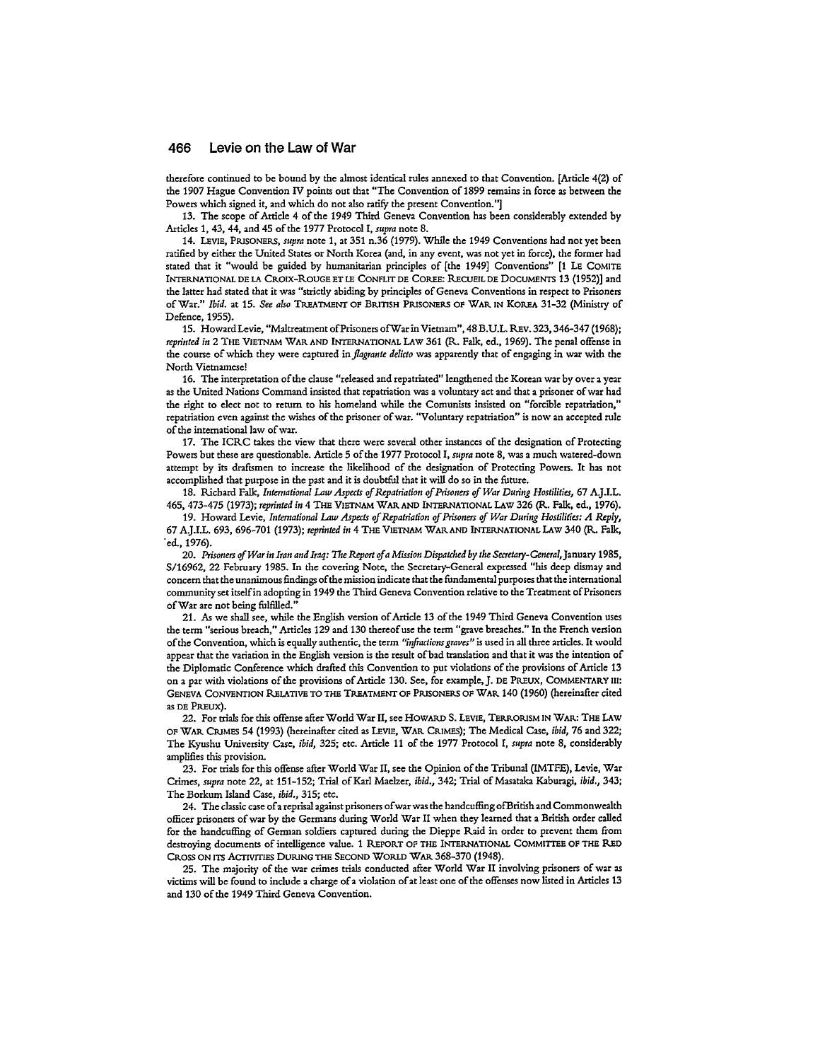therefore continued to be bound by the almost identical rules annexed to that Convention. [Article 4(2) of the 1907 Hague Convention IV points out that "The Convention of 1899 remains in force as between the Powers which signed it, and which do not also ratify the present Convention."]

13. The scope of Article 4 of the 1949 Third Geneva Convention has been considerably extended by Articles 1, 43, 44, and 45 of the 1977 Protocol I, *supra* note 8.

14. LEVIE, PRISONERS, *supra* note 1, at 351 n.36 (1979). While the 1949 Conventions had not yet been ratified by either the United States or North Korea (and, in any event, was not yet in force), the former had stated that it "would be guided by humanitarian principles of [the 1949] Conventions" [1 LE COMITE INTERNATIONAL DE LA CROIX-ROUGE ET LE CONFLIT DE COREE: RECUEIL DE DOCUMENTS 13 (1952)] and the latter had stated that it was "strictly abiding by principles of Geneva Conventions in respect to Prisoners of War." *Ibid.* at 15. *See also* TREATMENT OF BRITISH PRISONERS OF WAR IN KOREA 31-32 (Ministry of Defence, 1955).

15. Howard Levie, "Maltreatment of Prisoners of War in Vietnam", 48 B.U.L. REV. 323, 346-347 (1968); *reprinted in* 2 THE VIETNAM WAR AND INTERNATIONAL LAW 361 (R. Falk, ed., 1969). The penal offense in the course of which they were captured in *flagrante delicto* was apparently that of engaging in war with the North Vietnamese!

16. The interpretation of the clause "released and repatriated" lengthened the Korean war by over a year as the United Nations Command insisted that repatriation was a voluntary act and that a prisoner of war had the right to elect not to return to his homeland while the Comunists insisted on "forcible repatriation," repatriation even against the wishes of the prisoner of war. "Voluntary repatriation" is now an accepted rule of the international law of war.

17. The ICRC takes the view that there were several other instances of the designation of Protecting Powers but these are questionable. Article 5 of the 1977 Protocol I, *supra* note 8, was a much watered-down attempt by its draftsmen to increase the likelihood of the designation of Protecting Powers. It has not accomplished that purpose in the past and it is doubtful that it will do so in the future.

18. Richard Falk, *International Law Aspects of Repatriation of Prisoners of War During Hostilities*, 67 A.J.I.L. 465, 473-475 (1973); *reprinted in* 4 THE VIETNAM WAR AND INTERNATIONAL LAW 326 (R. Falk, ed., 1976).

19. Howard Levie, *International Law Aspects of Repatriation of Prisoners of War During Hostilities: A Reply*, 67 A.J.I.L. 693, 696-701 (1973); *reprinted in* 4 THE VIETNAM WAR AND INTERNATIONAL LAW 340 (R. Falk, ed., 1976).

20. *Prisoners of War in Iran and Iraq: The Report of a Mission Dispatched by the Secretary-General*, January 1985, S/16962, 22 February 1985. In the covering Note, the Secretary-General expressed "his deep dismay and concern that the unanimous findings of the mission indicate that the fundamental purposes that the international community set itself in adopting in 1949 the Third Geneva Convention relative to the Treatment of Prisoners of War are not being fulfilled."

21. As we shall see, while the English version of Article 13 of the 1949 Third Geneva Convention uses the term "serious breach," Articles 129 and 130 thereof use the term "grave breaches." In the French version of the Convention, which is equally authentic, the term *"infractions graves"* is used in all three articles. It would appear that the variation in the English version is the result of bad translation and that it was the intention of the Diplomatic Conference which drafted this Convention to put violations of the provisions of Article 13 on a par with violations of the provisions of Article 130. See, for example, J. DE PREUX, COMMENTARY III: GENEVA CONVENTION RELATIVE TO THE TREATMENT OF PRISONERS OF WAR 140 (1960) (hereinafter cited as DE PREUX).

22. For trials for this offense after World War II, see HOWARD S. LEVIE, TERRORISM IN WAR: THE LAW OF WAR CRIMES 54 (1993) (hereinafter cited as LEVIE, WAR CRIMES); The Medical Case, *ibid*, 76 and 322; The Kyushu University Case, *ibid*, 325; etc. Article 11 of the 1977 Protocol I, *supra* note 8, considerably amplifies this provision.

23. For trials for this offense after World War II, see the Opinion of the Tribunal (IMTFE), Levie, War Crimes, *supra* note 22, at 151-152; Trial of Karl Maelzer, *ibid.*, 342; Trial of Masataka Kaburagi, *ibid.*, 343; The Borkum Island Case, *ibid.*, 315; etc.

24. The classic case of a reprisal against prisoners of war was the handcuffing of British and Commonwealth officer prisoners of war by the Germans during World War II when they learned that a British order called for the handcuffing of German soldiers captured during the Dieppe Raid in order to prevent them from destroying documents of intelligence value. 1 REPORT OF THE INTERNATIONAL COMMITTEE OF THE RED CROSS ON ITS ACTIVITIES DURING THE SECOND WORLD WAR 368-370 (1948).

25. The majority of the war crimes trials conducted after World War II involving prisoners of war as victims will be found to include a charge of a violation of at least one of the offenses now listed in Articles 13 and 130 of the 1949 Third Geneva Convention.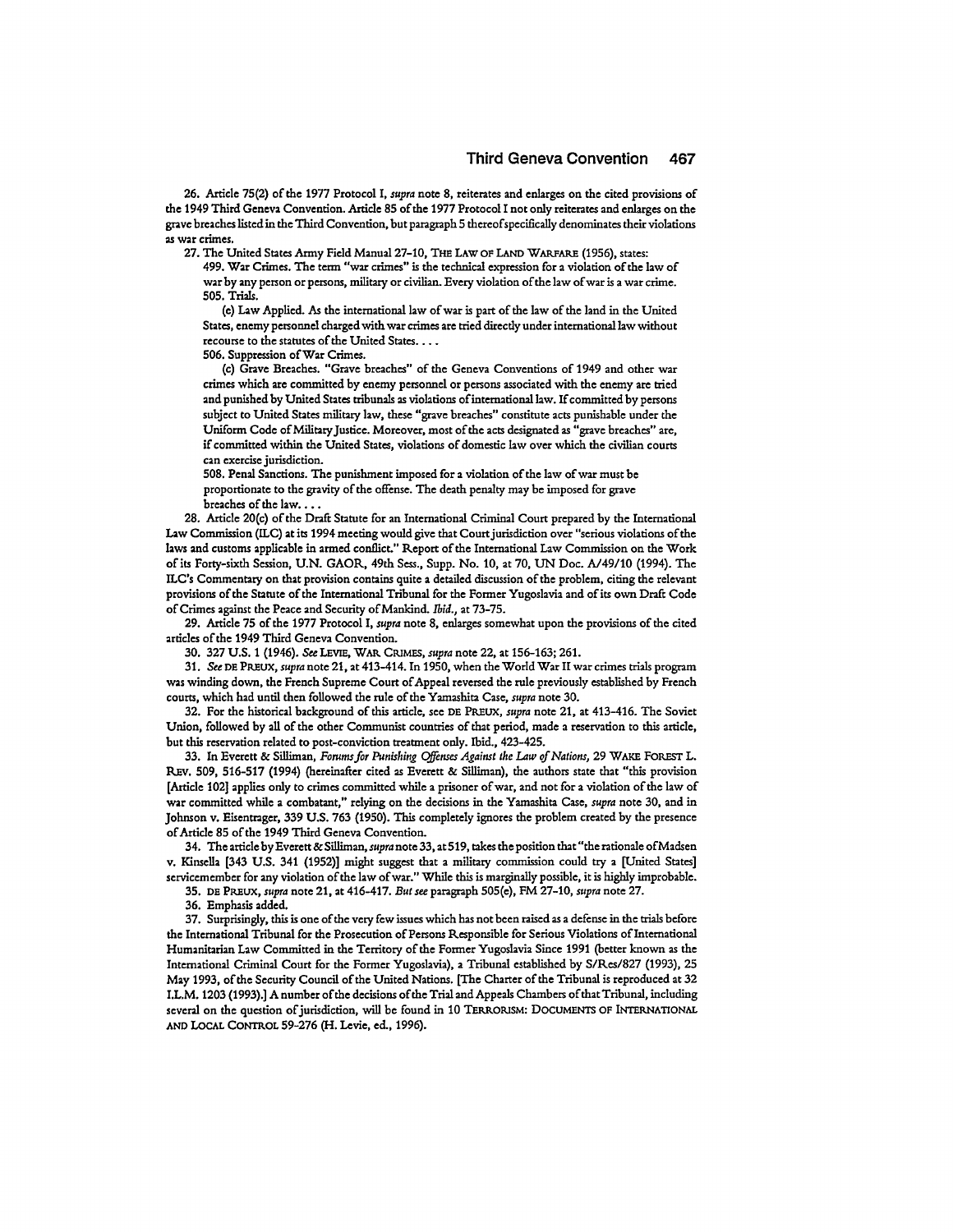26. Article 75(2) of the 1977 Protocol I, *supra* note 8, reiterates and enlarges on the cited provisions of the 1949 Third Geneva Convention. Article 85 of the 1977 Protocol I not only reiterates and enlarges on the grave breaches listed in the Third Convention, but paragraph 5 thereof specifically denominates their violations as war crimes.

27. The United States Army Field Manual 27-10, THE LAW OF LAND WARFARE (1956), states:

> 499. War Crimes. The term "war crimes" is the technical expression for a violation of the law of war by any person or persons, military or civilian. Every violation of the law of war is a war crime.
>
> 505. Trials.
>
> (e) Law Applied. As the international law of war is part of the law of the land in the United States, enemy personnel charged with war crimes are tried directly under international law without recourse to the statutes of the United States. . . .
>
> 506. Suppression of War Crimes.
>
> (c) Grave Breaches. "Grave breaches" of the Geneva Conventions of 1949 and other war crimes which are committed by enemy personnel or persons associated with the enemy are tried and punished by United States tribunals as violations of international law. If committed by persons subject to United States military law, these "grave breaches" constitute acts punishable under the Uniform Code of Military Justice. Moreover, most of the acts designated as "grave breaches" are, if committed within the United States, violations of domestic law over which the civilian courts can exercise jurisdiction.
>
> 508. Penal Sanctions. The punishment imposed for a violation of the law of war must be proportionate to the gravity of the offense. The death penalty may be imposed for grave breaches of the law. . . .

28. Article 20(c) of the Draft Statute for an International Criminal Court prepared by the International Law Commission (ILC) at its 1994 meeting would give that Court jurisdiction over "serious violations of the laws and customs applicable in armed conflict." Report of the International Law Commission on the Work of its Forty-sixth Session, U.N. GAOR, 49th Sess., Supp. No. 10, at 70, UN Doc. A/49/10 (1994). The ILC's Commentary on that provision contains quite a detailed discussion of the problem, citing the relevant provisions of the Statute of the International Tribunal for the Former Yugoslavia and of its own Draft Code of Crimes against the Peace and Security of Mankind. *Ibid.*, at 73-75.

29. Article 75 of the 1977 Protocol I, *supra* note 8, enlarges somewhat upon the provisions of the cited articles of the 1949 Third Geneva Convention.

30. 327 U.S. 1 (1946). *See* LEVIE, WAR CRIMES, *supra* note 22, at 156-163; 261.

31. *See* DE PREUX, *supra* note 21, at 413-414. In 1950, when the World War II war crimes trials program was winding down, the French Supreme Court of Appeal reversed the rule previously established by French courts, which had until then followed the rule of the Yamashita Case, *supra* note 30.

32. For the historical background of this article, see DE PREUX, *supra* note 21, at 413-416. The Soviet Union, followed by all of the other Communist countries of that period, made a reservation to this article, but this reservation related to post-conviction treatment only. Ibid., 423-425.

33. In Everett & Silliman, *Forums for Punishing Offenses Against the Law of Nations*, 29 WAKE FOREST L. REV. 509, 516-517 (1994) (hereinafter cited as Everett & Silliman), the authors state that "this provision [Article 102] applies only to crimes committed while a prisoner of war, and not for a violation of the law of war committed while a combatant," relying on the decisions in the Yamashita Case, *supra* note 30, and in Johnson v. Eisentrager, 339 U.S. 763 (1950). This completely ignores the problem created by the presence of Article 85 of the 1949 Third Geneva Convention.

34. The article by Everett & Silliman, *supra* note 33, at 519, takes the position that "the rationale of Madsen v. Kinsella [343 U.S. 341 (1952)] might suggest that a military commission could try a [United States] servicemember for any violation of the law of war." While this is marginally possible, it is highly improbable.

35. DE PREUX, *supra* note 21, at 416-417. *But see* paragraph 505(e), FM 27-10, *supra* note 27.

36. Emphasis added.

37. Surprisingly, this is one of the very few issues which has not been raised as a defense in the trials before the International Tribunal for the Prosecution of Persons Responsible for Serious Violations of International Humanitarian Law Committed in the Territory of the Former Yugoslavia Since 1991 (better known as the International Criminal Court for the Former Yugoslavia), a Tribunal established by S/Res/827 (1993), 25 May 1993, of the Security Council of the United Nations. [The Charter of the Tribunal is reproduced at 32 I.L.M. 1203 (1993).] A number of the decisions of the Trial and Appeals Chambers of that Tribunal, including several on the question of jurisdiction, will be found in 10 TERRORISM: DOCUMENTS OF INTERNATIONAL AND LOCAL CONTROL 59-276 (H. Levie, ed., 1996).